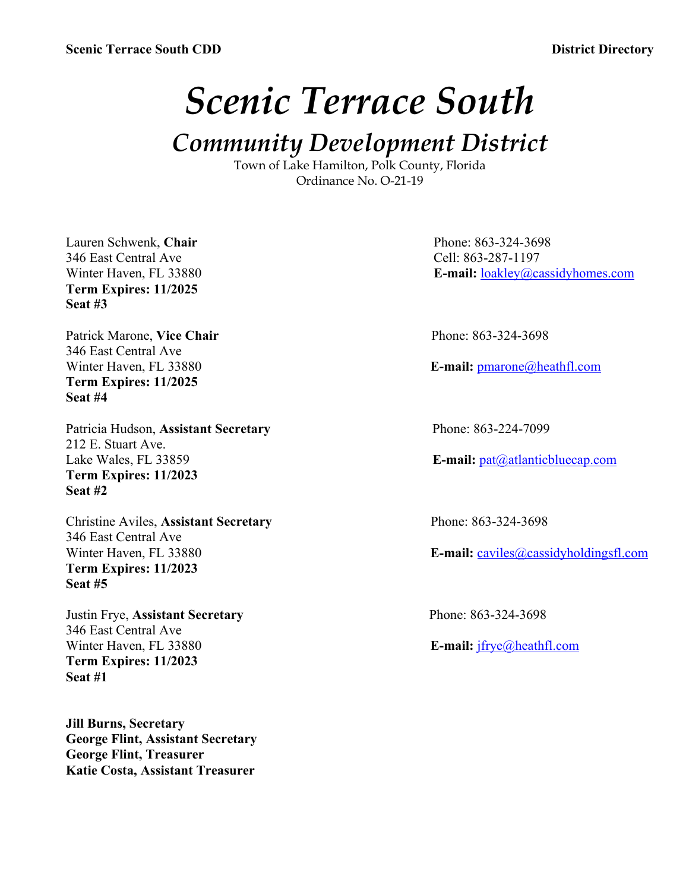# *Scenic Terrace South*

## *Community Development District*

Town of Lake Hamilton, Polk County, Florida
Ordinance No. O-21-19

Lauren Schwenk, **Chair**
346 East Central Ave
Winter Haven, FL 33880
**Term Expires: 11/2025**
**Seat #3**

Phone: 863-324-3698
Cell: 863-287-1197
**E-mail:** loakley@cassidyhomes.com

Patrick Marone, **Vice Chair**
346 East Central Ave
Winter Haven, FL 33880
**Term Expires: 11/2025**
**Seat #4**

Phone: 863-324-3698
**E-mail:** pmarone@heathfl.com

Patricia Hudson, **Assistant Secretary**
212 E. Stuart Ave.
Lake Wales, FL 33859
**Term Expires: 11/2023**
**Seat #2**

Phone: 863-224-7099
**E-mail:** pat@atlanticbluecap.com

Christine Aviles, **Assistant Secretary**
346 East Central Ave
Winter Haven, FL 33880
**Term Expires: 11/2023**
**Seat #5**

Phone: 863-324-3698
**E-mail:** caviles@cassidyholdingsfl.com

Justin Frye, **Assistant Secretary**
346 East Central Ave
Winter Haven, FL 33880
**Term Expires: 11/2023**
**Seat #1**

Phone: 863-324-3698
**E-mail:** jfrye@heathfl.com

**Jill Burns, Secretary**
**George Flint, Assistant Secretary**
**George Flint, Treasurer**
**Katie Costa, Assistant Treasurer**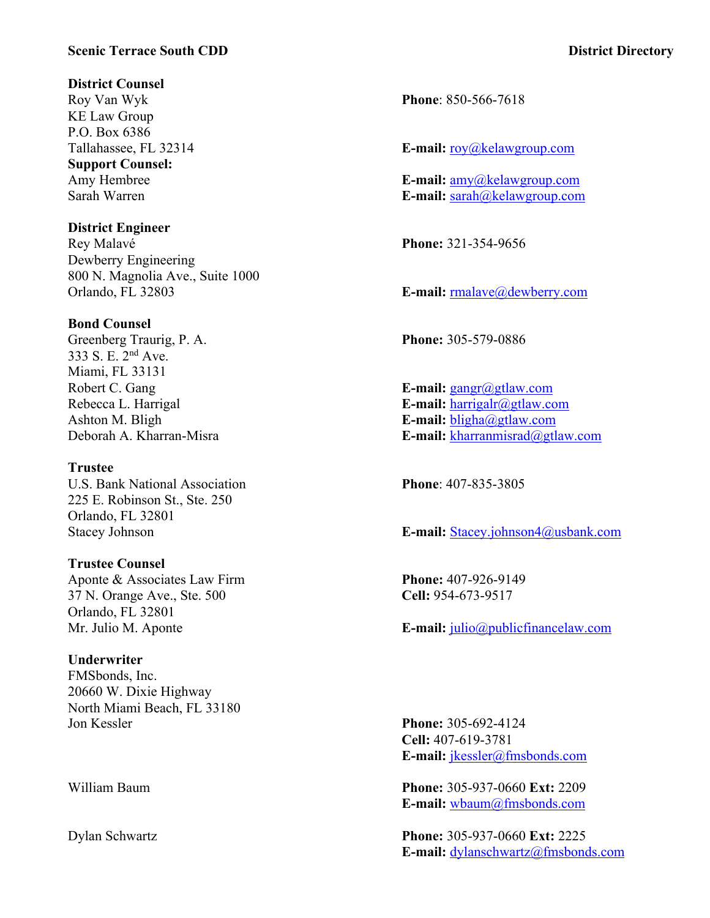**Scenic Terrace South CDD** **District Directory**

**District Counsel**
Roy Van Wyk
KE Law Group
P.O. Box 6386
Tallahassee, FL 32314
**Phone**: 850-566-7618
**E-mail:** roy@kelawgroup.com

**Support Counsel:**
Amy Hembree — **E-mail:** amy@kelawgroup.com
Sarah Warren — **E-mail:** sarah@kelawgroup.com

**District Engineer**
Rey Malavé
Dewberry Engineering
800 N. Magnolia Ave., Suite 1000
Orlando, FL 32803
**Phone:** 321-354-9656
**E-mail:** rmalave@dewberry.com

**Bond Counsel**
Greenberg Traurig, P. A.
333 S. E. 2nd Ave.
Miami, FL 33131
**Phone:** 305-579-0886

Robert C. Gang — **E-mail:** gangr@gtlaw.com
Rebecca L. Harrigal — **E-mail:** harrigalr@gtlaw.com
Ashton M. Bligh — **E-mail:** bligha@gtlaw.com
Deborah A. Kharran-Misra — **E-mail:** kharranmisrad@gtlaw.com

**Trustee**
U.S. Bank National Association
225 E. Robinson St., Ste. 250
Orlando, FL 32801
Stacey Johnson
**Phone**: 407-835-3805
**E-mail:** Stacey.johnson4@usbank.com

**Trustee Counsel**
Aponte & Associates Law Firm
37 N. Orange Ave., Ste. 500
Orlando, FL 32801
Mr. Julio M. Aponte
**Phone:** 407-926-9149
**Cell:** 954-673-9517
**E-mail:** julio@publicfinancelaw.com

**Underwriter**
FMSbonds, Inc.
20660 W. Dixie Highway
North Miami Beach, FL 33180

Jon Kessler
**Phone:** 305-692-4124
**Cell:** 407-619-3781
**E-mail:** jkessler@fmsbonds.com

William Baum
**Phone:** 305-937-0660 **Ext:** 2209
**E-mail:** wbaum@fmsbonds.com

Dylan Schwartz
**Phone:** 305-937-0660 **Ext:** 2225
**E-mail:** dylanschwartz@fmsbonds.com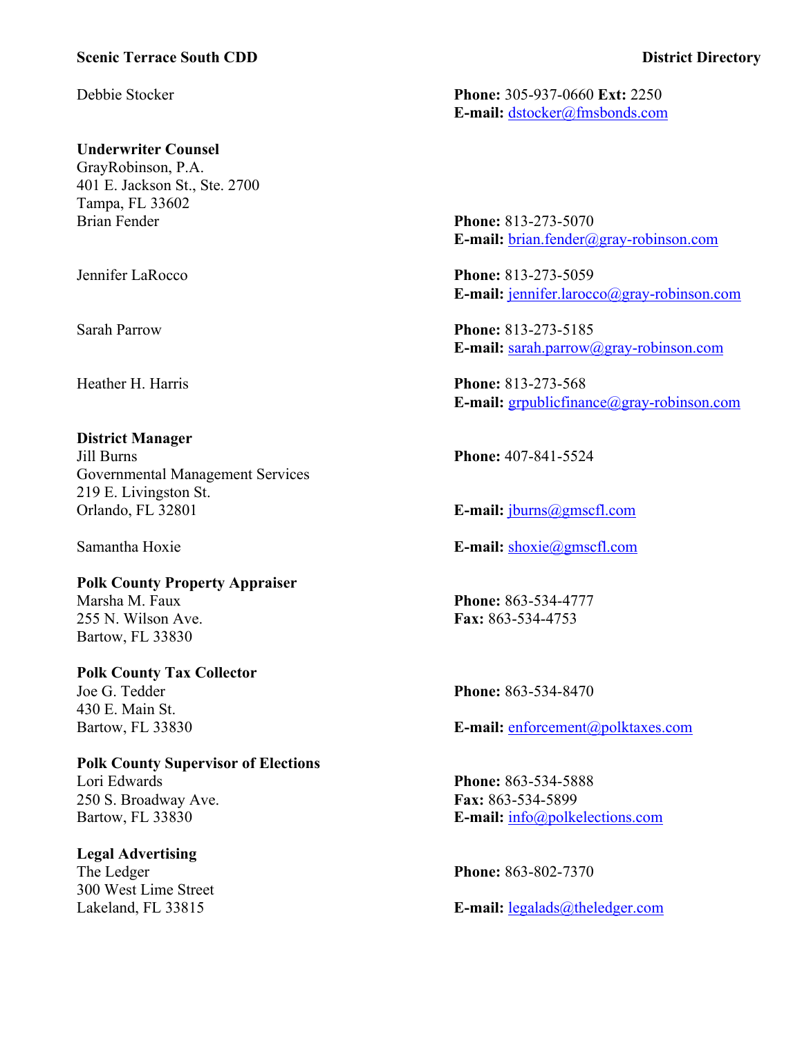**Scenic Terrace South CDD** **District Directory**

Debbie Stocker
**Phone:** 305-937-0660 **Ext:** 2250
**E-mail:** dstocker@fmsbonds.com

**Underwriter Counsel**
GrayRobinson, P.A.
401 E. Jackson St., Ste. 2700
Tampa, FL 33602

Brian Fender
**Phone:** 813-273-5070
**E-mail:** brian.fender@gray-robinson.com

Jennifer LaRocco
**Phone:** 813-273-5059
**E-mail:** jennifer.larocco@gray-robinson.com

Sarah Parrow
**Phone:** 813-273-5185
**E-mail:** sarah.parrow@gray-robinson.com

Heather H. Harris
**Phone:** 813-273-568
**E-mail:** grpublicfinance@gray-robinson.com

**District Manager**
Jill Burns
Governmental Management Services
219 E. Livingston St.
Orlando, FL 32801
**Phone:** 407-841-5524
**E-mail:** jburns@gmscfl.com

Samantha Hoxie
**E-mail:** shoxie@gmscfl.com

**Polk County Property Appraiser**
Marsha M. Faux
255 N. Wilson Ave.
Bartow, FL 33830
**Phone:** 863-534-4777
**Fax:** 863-534-4753

**Polk County Tax Collector**
Joe G. Tedder
430 E. Main St.
Bartow, FL 33830
**Phone:** 863-534-8470
**E-mail:** enforcement@polktaxes.com

**Polk County Supervisor of Elections**
Lori Edwards
250 S. Broadway Ave.
Bartow, FL 33830
**Phone:** 863-534-5888
**Fax:** 863-534-5899
**E-mail:** info@polkelections.com

**Legal Advertising**
The Ledger
300 West Lime Street
Lakeland, FL 33815
**Phone:** 863-802-7370
**E-mail:** legalads@theledger.com